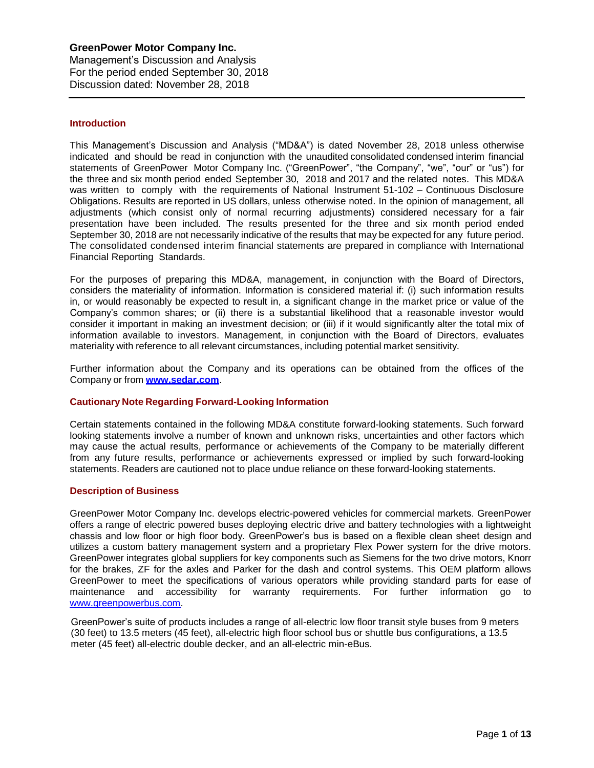**GreenPower Motor Company Inc.**
Management's Discussion and Analysis
For the period ended September 30, 2018
Discussion dated: November 28, 2018

## Introduction

This Management's Discussion and Analysis ("MD&A") is dated November 28, 2018 unless otherwise indicated and should be read in conjunction with the unaudited consolidated condensed interim financial statements of GreenPower Motor Company Inc. ("GreenPower", "the Company", "we", "our" or "us") for the three and six month period ended September 30, 2018 and 2017 and the related notes. This MD&A was written to comply with the requirements of National Instrument 51-102 – Continuous Disclosure Obligations. Results are reported in US dollars, unless otherwise noted. In the opinion of management, all adjustments (which consist only of normal recurring adjustments) considered necessary for a fair presentation have been included. The results presented for the three and six month period ended September 30, 2018 are not necessarily indicative of the results that may be expected for any future period. The consolidated condensed interim financial statements are prepared in compliance with International Financial Reporting Standards.

For the purposes of preparing this MD&A, management, in conjunction with the Board of Directors, considers the materiality of information. Information is considered material if: (i) such information results in, or would reasonably be expected to result in, a significant change in the market price or value of the Company's common shares; or (ii) there is a substantial likelihood that a reasonable investor would consider it important in making an investment decision; or (iii) if it would significantly alter the total mix of information available to investors. Management, in conjunction with the Board of Directors, evaluates materiality with reference to all relevant circumstances, including potential market sensitivity.

Further information about the Company and its operations can be obtained from the offices of the Company or from **www.sedar.com**.

## Cautionary Note Regarding Forward-Looking Information

Certain statements contained in the following MD&A constitute forward-looking statements. Such forward looking statements involve a number of known and unknown risks, uncertainties and other factors which may cause the actual results, performance or achievements of the Company to be materially different from any future results, performance or achievements expressed or implied by such forward-looking statements. Readers are cautioned not to place undue reliance on these forward-looking statements.

## Description of Business

GreenPower Motor Company Inc. develops electric-powered vehicles for commercial markets. GreenPower offers a range of electric powered buses deploying electric drive and battery technologies with a lightweight chassis and low floor or high floor body. GreenPower's bus is based on a flexible clean sheet design and utilizes a custom battery management system and a proprietary Flex Power system for the drive motors. GreenPower integrates global suppliers for key components such as Siemens for the two drive motors, Knorr for the brakes, ZF for the axles and Parker for the dash and control systems. This OEM platform allows GreenPower to meet the specifications of various operators while providing standard parts for ease of maintenance and accessibility for warranty requirements. For further information go to www.greenpowerbus.com.

GreenPower's suite of products includes a range of all-electric low floor transit style buses from 9 meters (30 feet) to 13.5 meters (45 feet), all-electric high floor school bus or shuttle bus configurations, a 13.5 meter (45 feet) all-electric double decker, and an all-electric min-eBus.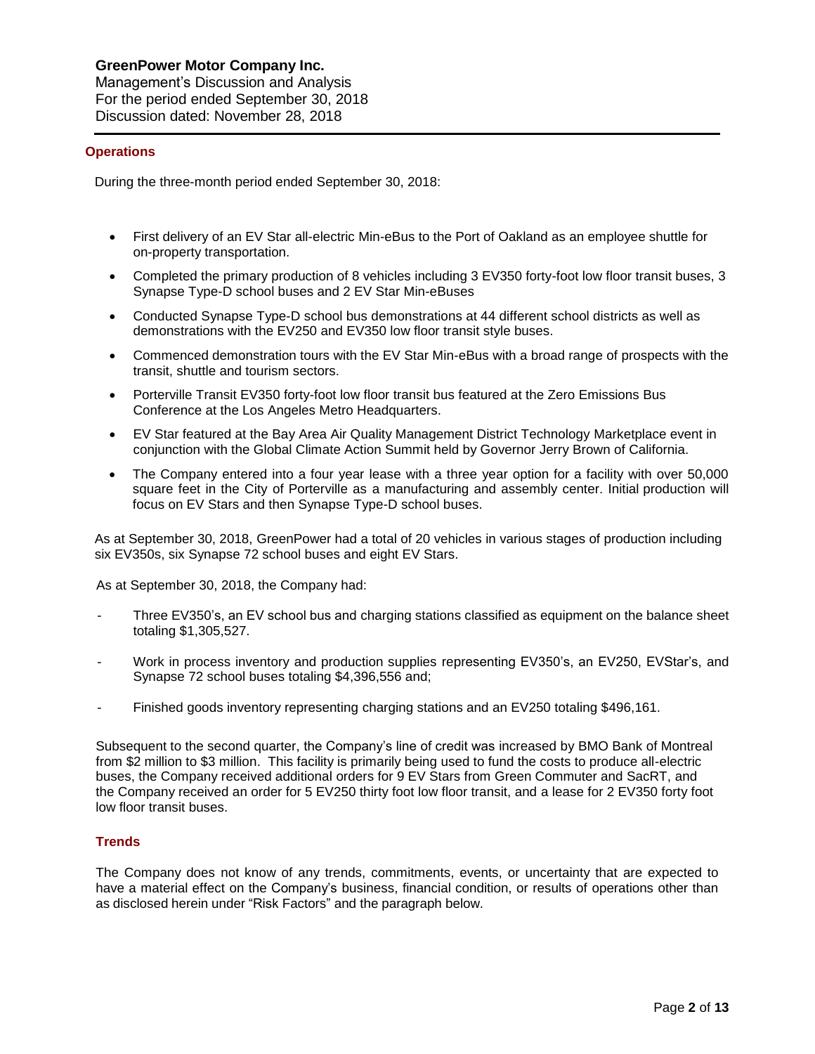## Operations

During the three-month period ended September 30, 2018:

- First delivery of an EV Star all-electric Min-eBus to the Port of Oakland as an employee shuttle for on-property transportation.
- Completed the primary production of 8 vehicles including 3 EV350 forty-foot low floor transit buses, 3 Synapse Type-D school buses and 2 EV Star Min-eBuses
- Conducted Synapse Type-D school bus demonstrations at 44 different school districts as well as demonstrations with the EV250 and EV350 low floor transit style buses.
- Commenced demonstration tours with the EV Star Min-eBus with a broad range of prospects with the transit, shuttle and tourism sectors.
- Porterville Transit EV350 forty-foot low floor transit bus featured at the Zero Emissions Bus Conference at the Los Angeles Metro Headquarters.
- EV Star featured at the Bay Area Air Quality Management District Technology Marketplace event in conjunction with the Global Climate Action Summit held by Governor Jerry Brown of California.
- The Company entered into a four year lease with a three year option for a facility with over 50,000 square feet in the City of Porterville as a manufacturing and assembly center. Initial production will focus on EV Stars and then Synapse Type-D school buses.

As at September 30, 2018, GreenPower had a total of 20 vehicles in various stages of production including six EV350s, six Synapse 72 school buses and eight EV Stars.

As at September 30, 2018, the Company had:

- Three EV350's, an EV school bus and charging stations classified as equipment on the balance sheet totaling $1,305,527.
- Work in process inventory and production supplies representing EV350's, an EV250, EVStar's, and Synapse 72 school buses totaling $4,396,556 and;
- Finished goods inventory representing charging stations and an EV250 totaling $496,161.

Subsequent to the second quarter, the Company's line of credit was increased by BMO Bank of Montreal from $2 million to $3 million. This facility is primarily being used to fund the costs to produce all-electric buses, the Company received additional orders for 9 EV Stars from Green Commuter and SacRT, and the Company received an order for 5 EV250 thirty foot low floor transit, and a lease for 2 EV350 forty foot low floor transit buses.

## Trends

The Company does not know of any trends, commitments, events, or uncertainty that are expected to have a material effect on the Company's business, financial condition, or results of operations other than as disclosed herein under "Risk Factors" and the paragraph below.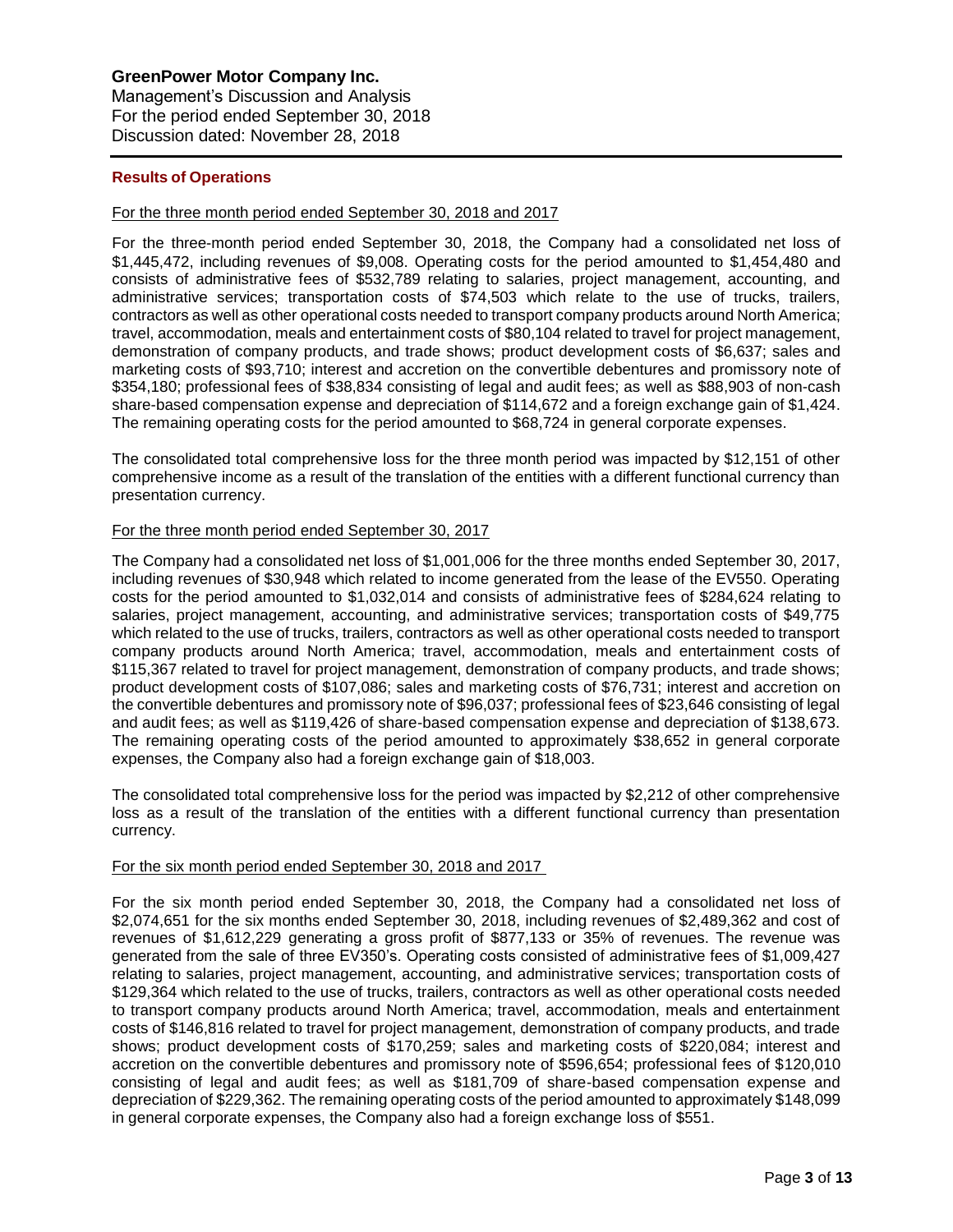## Results of Operations

For the three month period ended September 30, 2018 and 2017

For the three-month period ended September 30, 2018, the Company had a consolidated net loss of $1,445,472, including revenues of $9,008. Operating costs for the period amounted to $1,454,480 and consists of administrative fees of $532,789 relating to salaries, project management, accounting, and administrative services; transportation costs of $74,503 which relate to the use of trucks, trailers, contractors as well as other operational costs needed to transport company products around North America; travel, accommodation, meals and entertainment costs of $80,104 related to travel for project management, demonstration of company products, and trade shows; product development costs of $6,637; sales and marketing costs of $93,710; interest and accretion on the convertible debentures and promissory note of $354,180; professional fees of $38,834 consisting of legal and audit fees; as well as $88,903 of non-cash share-based compensation expense and depreciation of $114,672 and a foreign exchange gain of $1,424. The remaining operating costs for the period amounted to $68,724 in general corporate expenses.

The consolidated total comprehensive loss for the three month period was impacted by $12,151 of other comprehensive income as a result of the translation of the entities with a different functional currency than presentation currency.

For the three month period ended September 30, 2017

The Company had a consolidated net loss of $1,001,006 for the three months ended September 30, 2017, including revenues of $30,948 which related to income generated from the lease of the EV550. Operating costs for the period amounted to $1,032,014 and consists of administrative fees of $284,624 relating to salaries, project management, accounting, and administrative services; transportation costs of $49,775 which related to the use of trucks, trailers, contractors as well as other operational costs needed to transport company products around North America; travel, accommodation, meals and entertainment costs of $115,367 related to travel for project management, demonstration of company products, and trade shows; product development costs of $107,086; sales and marketing costs of $76,731; interest and accretion on the convertible debentures and promissory note of $96,037; professional fees of $23,646 consisting of legal and audit fees; as well as $119,426 of share-based compensation expense and depreciation of $138,673. The remaining operating costs of the period amounted to approximately $38,652 in general corporate expenses, the Company also had a foreign exchange gain of $18,003.

The consolidated total comprehensive loss for the period was impacted by $2,212 of other comprehensive loss as a result of the translation of the entities with a different functional currency than presentation currency.

For the six month period ended September 30, 2018 and 2017

For the six month period ended September 30, 2018, the Company had a consolidated net loss of $2,074,651 for the six months ended September 30, 2018, including revenues of $2,489,362 and cost of revenues of $1,612,229 generating a gross profit of $877,133 or 35% of revenues. The revenue was generated from the sale of three EV350's. Operating costs consisted of administrative fees of $1,009,427 relating to salaries, project management, accounting, and administrative services; transportation costs of $129,364 which related to the use of trucks, trailers, contractors as well as other operational costs needed to transport company products around North America; travel, accommodation, meals and entertainment costs of $146,816 related to travel for project management, demonstration of company products, and trade shows; product development costs of $170,259; sales and marketing costs of $220,084; interest and accretion on the convertible debentures and promissory note of $596,654; professional fees of $120,010 consisting of legal and audit fees; as well as $181,709 of share-based compensation expense and depreciation of $229,362. The remaining operating costs of the period amounted to approximately $148,099 in general corporate expenses, the Company also had a foreign exchange loss of $551.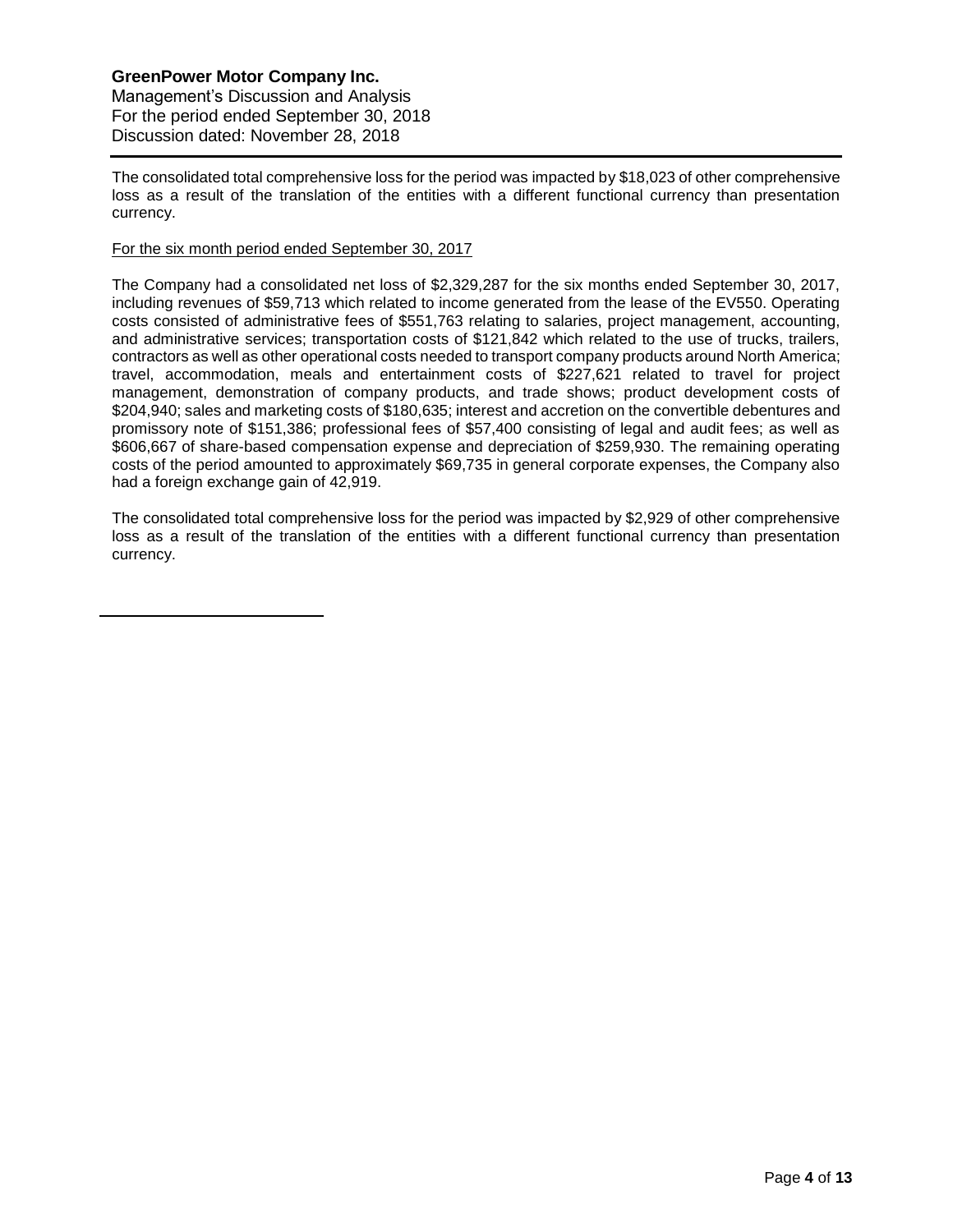The consolidated total comprehensive loss for the period was impacted by $18,023 of other comprehensive loss as a result of the translation of the entities with a different functional currency than presentation currency.

For the six month period ended September 30, 2017

The Company had a consolidated net loss of $2,329,287 for the six months ended September 30, 2017, including revenues of $59,713 which related to income generated from the lease of the EV550. Operating costs consisted of administrative fees of $551,763 relating to salaries, project management, accounting, and administrative services; transportation costs of $121,842 which related to the use of trucks, trailers, contractors as well as other operational costs needed to transport company products around North America; travel, accommodation, meals and entertainment costs of $227,621 related to travel for project management, demonstration of company products, and trade shows; product development costs of $204,940; sales and marketing costs of $180,635; interest and accretion on the convertible debentures and promissory note of $151,386; professional fees of $57,400 consisting of legal and audit fees; as well as $606,667 of share-based compensation expense and depreciation of $259,930. The remaining operating costs of the period amounted to approximately $69,735 in general corporate expenses, the Company also had a foreign exchange gain of 42,919.

The consolidated total comprehensive loss for the period was impacted by $2,929 of other comprehensive loss as a result of the translation of the entities with a different functional currency than presentation currency.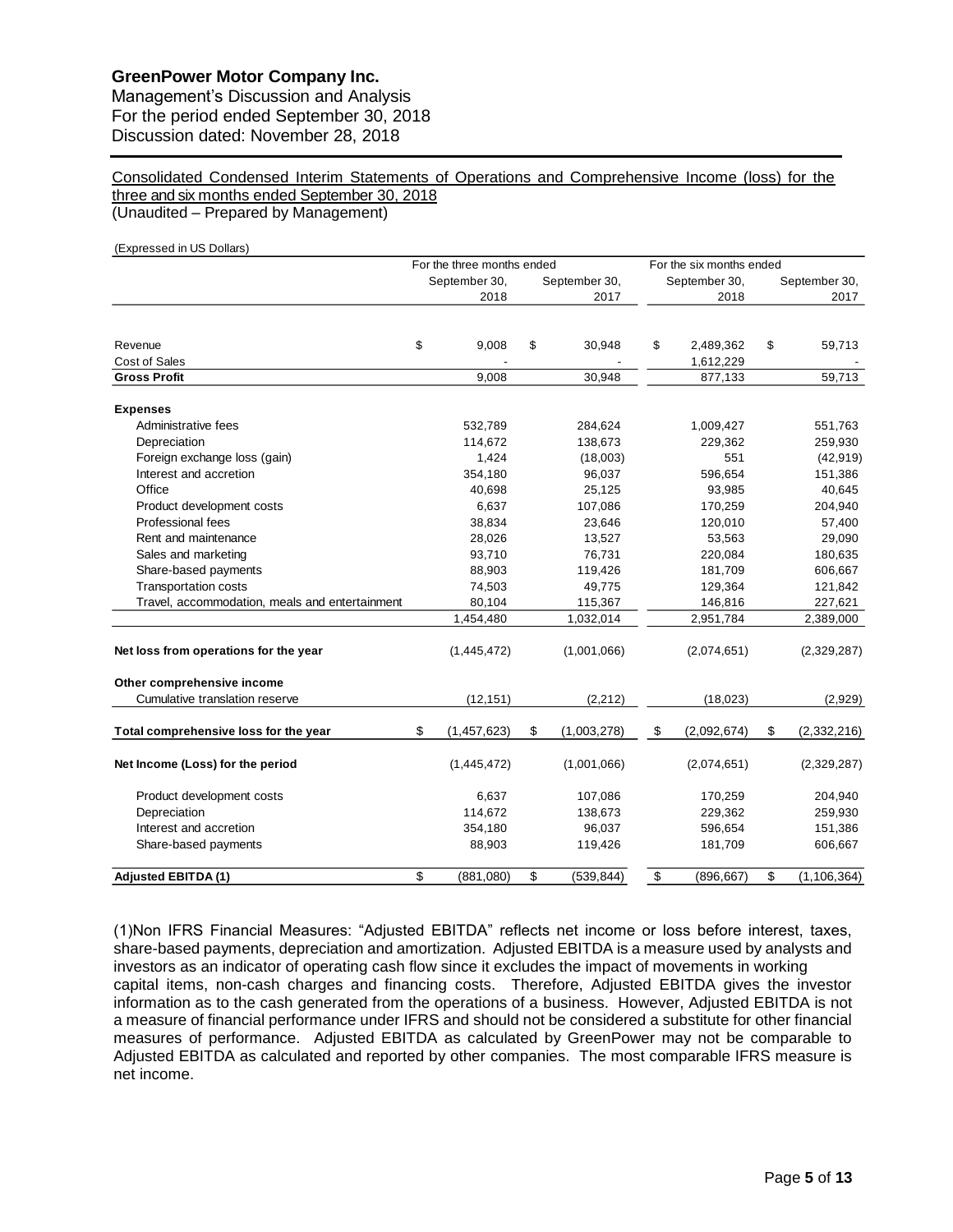**GreenPower Motor Company Inc.**
Management's Discussion and Analysis
For the period ended September 30, 2018
Discussion dated: November 28, 2018

Consolidated Condensed Interim Statements of Operations and Comprehensive Income (loss) for the three and six months ended September 30, 2018
(Unaudited – Prepared by Management)

(Expressed in US Dollars)

| | For the three months ended | | For the six months ended | |
|---|---|---|---|---|
| | September 30, 2018 | September 30, 2017 | September 30, 2018 | September 30, 2017 |
| Revenue | $ 9,008 | $ 30,948 | $ 2,489,362 | $ 59,713 |
| Cost of Sales | - | - | 1,612,229 | - |
| **Gross Profit** | 9,008 | 30,948 | 877,133 | 59,713 |
| **Expenses** | | | | |
| Administrative fees | 532,789 | 284,624 | 1,009,427 | 551,763 |
| Depreciation | 114,672 | 138,673 | 229,362 | 259,930 |
| Foreign exchange loss (gain) | 1,424 | (18,003) | 551 | (42,919) |
| Interest and accretion | 354,180 | 96,037 | 596,654 | 151,386 |
| Office | 40,698 | 25,125 | 93,985 | 40,645 |
| Product development costs | 6,637 | 107,086 | 170,259 | 204,940 |
| Professional fees | 38,834 | 23,646 | 120,010 | 57,400 |
| Rent and maintenance | 28,026 | 13,527 | 53,563 | 29,090 |
| Sales and marketing | 93,710 | 76,731 | 220,084 | 180,635 |
| Share-based payments | 88,903 | 119,426 | 181,709 | 606,667 |
| Transportation costs | 74,503 | 49,775 | 129,364 | 121,842 |
| Travel, accommodation, meals and entertainment | 80,104 | 115,367 | 146,816 | 227,621 |
| | 1,454,480 | 1,032,014 | 2,951,784 | 2,389,000 |
| **Net loss from operations for the year** | (1,445,472) | (1,001,066) | (2,074,651) | (2,329,287) |
| **Other comprehensive income** | | | | |
| Cumulative translation reserve | (12,151) | (2,212) | (18,023) | (2,929) |
| **Total comprehensive loss for the year** | $ (1,457,623) | $ (1,003,278) | $ (2,092,674) | $ (2,332,216) |
| **Net Income (Loss) for the period** | (1,445,472) | (1,001,066) | (2,074,651) | (2,329,287) |
| Product development costs | 6,637 | 107,086 | 170,259 | 204,940 |
| Depreciation | 114,672 | 138,673 | 229,362 | 259,930 |
| Interest and accretion | 354,180 | 96,037 | 596,654 | 151,386 |
| Share-based payments | 88,903 | 119,426 | 181,709 | 606,667 |
| **Adjusted EBITDA (1)** | $ (881,080) | $ (539,844) | $ (896,667) | $ (1,106,364) |

(1)Non IFRS Financial Measures: "Adjusted EBITDA" reflects net income or loss before interest, taxes, share-based payments, depreciation and amortization. Adjusted EBITDA is a measure used by analysts and investors as an indicator of operating cash flow since it excludes the impact of movements in working capital items, non-cash charges and financing costs. Therefore, Adjusted EBITDA gives the investor information as to the cash generated from the operations of a business. However, Adjusted EBITDA is not a measure of financial performance under IFRS and should not be considered a substitute for other financial measures of performance. Adjusted EBITDA as calculated by GreenPower may not be comparable to Adjusted EBITDA as calculated and reported by other companies. The most comparable IFRS measure is net income.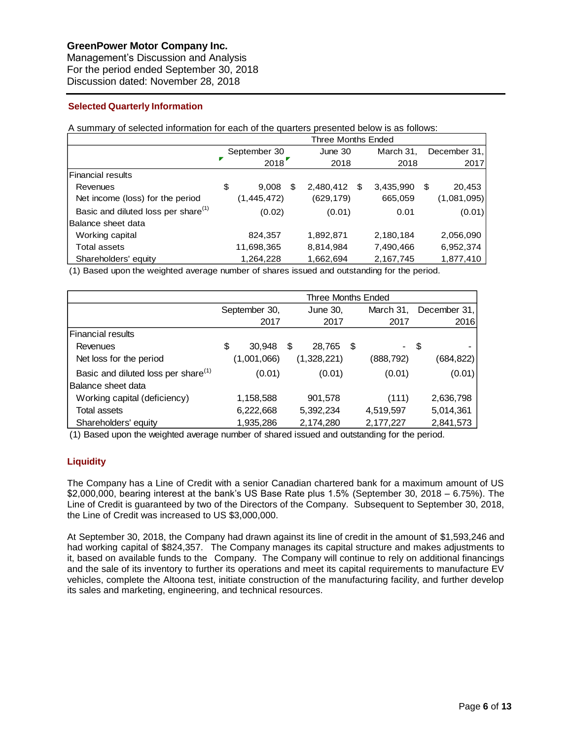## Selected Quarterly Information

A summary of selected information for each of the quarters presented below is as follows:

| | Three Months Ended | | | |
|---|---|---|---|---|
| | September 30 2018 | June 30 2018 | March 31, 2018 | December 31, 2017 |
| **Financial results** | | | | |
| Revenues | $ 9,008 | $ 2,480,412 | $ 3,435,990 | $ 20,453 |
| Net income (loss) for the period | (1,445,472) | (629,179) | 665,059 | (1,081,095) |
| Basic and diluted loss per share(1) | (0.02) | (0.01) | 0.01 | (0.01) |
| **Balance sheet data** | | | | |
| Working capital | 824,357 | 1,892,871 | 2,180,184 | 2,056,090 |
| Total assets | 11,698,365 | 8,814,984 | 7,490,466 | 6,952,374 |
| Shareholders' equity | 1,264,228 | 1,662,694 | 2,167,745 | 1,877,410 |

(1) Based upon the weighted average number of shares issued and outstanding for the period.

| | Three Months Ended | | | |
|---|---|---|---|---|
| | September 30, 2017 | June 30, 2017 | March 31, 2017 | December 31, 2016 |
| **Financial results** | | | | |
| Revenues | $ 30,948 | $ 28,765 | $ - | $ - |
| Net loss for the period | (1,001,066) | (1,328,221) | (888,792) | (684,822) |
| Basic and diluted loss per share(1) | (0.01) | (0.01) | (0.01) | (0.01) |
| **Balance sheet data** | | | | |
| Working capital (deficiency) | 1,158,588 | 901,578 | (111) | 2,636,798 |
| Total assets | 6,222,668 | 5,392,234 | 4,519,597 | 5,014,361 |
| Shareholders' equity | 1,935,286 | 2,174,280 | 2,177,227 | 2,841,573 |

(1) Based upon the weighted average number of shared issued and outstanding for the period.

## Liquidity

The Company has a Line of Credit with a senior Canadian chartered bank for a maximum amount of US $2,000,000, bearing interest at the bank's US Base Rate plus 1.5% (September 30, 2018 – 6.75%). The Line of Credit is guaranteed by two of the Directors of the Company. Subsequent to September 30, 2018, the Line of Credit was increased to US $3,000,000.

At September 30, 2018, the Company had drawn against its line of credit in the amount of $1,593,246 and had working capital of $824,357. The Company manages its capital structure and makes adjustments to it, based on available funds to the Company. The Company will continue to rely on additional financings and the sale of its inventory to further its operations and meet its capital requirements to manufacture EV vehicles, complete the Altoona test, initiate construction of the manufacturing facility, and further develop its sales and marketing, engineering, and technical resources.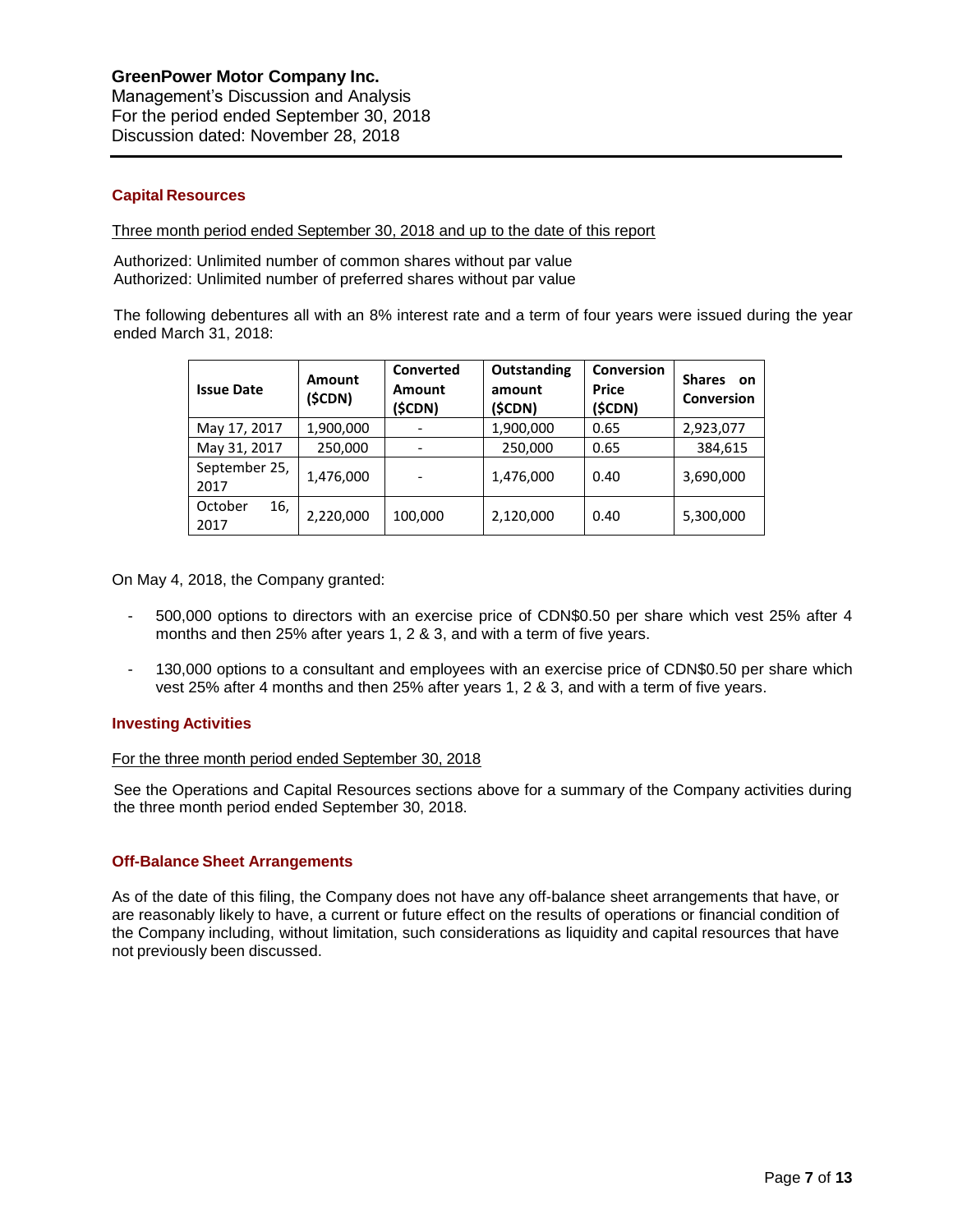## Capital Resources

Three month period ended September 30, 2018 and up to the date of this report

Authorized: Unlimited number of common shares without par value
Authorized: Unlimited number of preferred shares without par value

The following debentures all with an 8% interest rate and a term of four years were issued during the year ended March 31, 2018:

| Issue Date | Amount ($CDN) | Converted Amount ($CDN) | Outstanding amount ($CDN) | Conversion Price ($CDN) | Shares on Conversion |
|---|---|---|---|---|---|
| May 17, 2017 | 1,900,000 | - | 1,900,000 | 0.65 | 2,923,077 |
| May 31, 2017 | 250,000 | - | 250,000 | 0.65 | 384,615 |
| September 25, 2017 | 1,476,000 | - | 1,476,000 | 0.40 | 3,690,000 |
| October 16, 2017 | 2,220,000 | 100,000 | 2,120,000 | 0.40 | 5,300,000 |

On May 4, 2018, the Company granted:

- 500,000 options to directors with an exercise price of CDN$0.50 per share which vest 25% after 4 months and then 25% after years 1, 2 & 3, and with a term of five years.
- 130,000 options to a consultant and employees with an exercise price of CDN$0.50 per share which vest 25% after 4 months and then 25% after years 1, 2 & 3, and with a term of five years.

## Investing Activities

For the three month period ended September 30, 2018

See the Operations and Capital Resources sections above for a summary of the Company activities during the three month period ended September 30, 2018.

## Off-Balance Sheet Arrangements

As of the date of this filing, the Company does not have any off-balance sheet arrangements that have, or are reasonably likely to have, a current or future effect on the results of operations or financial condition of the Company including, without limitation, such considerations as liquidity and capital resources that have not previously been discussed.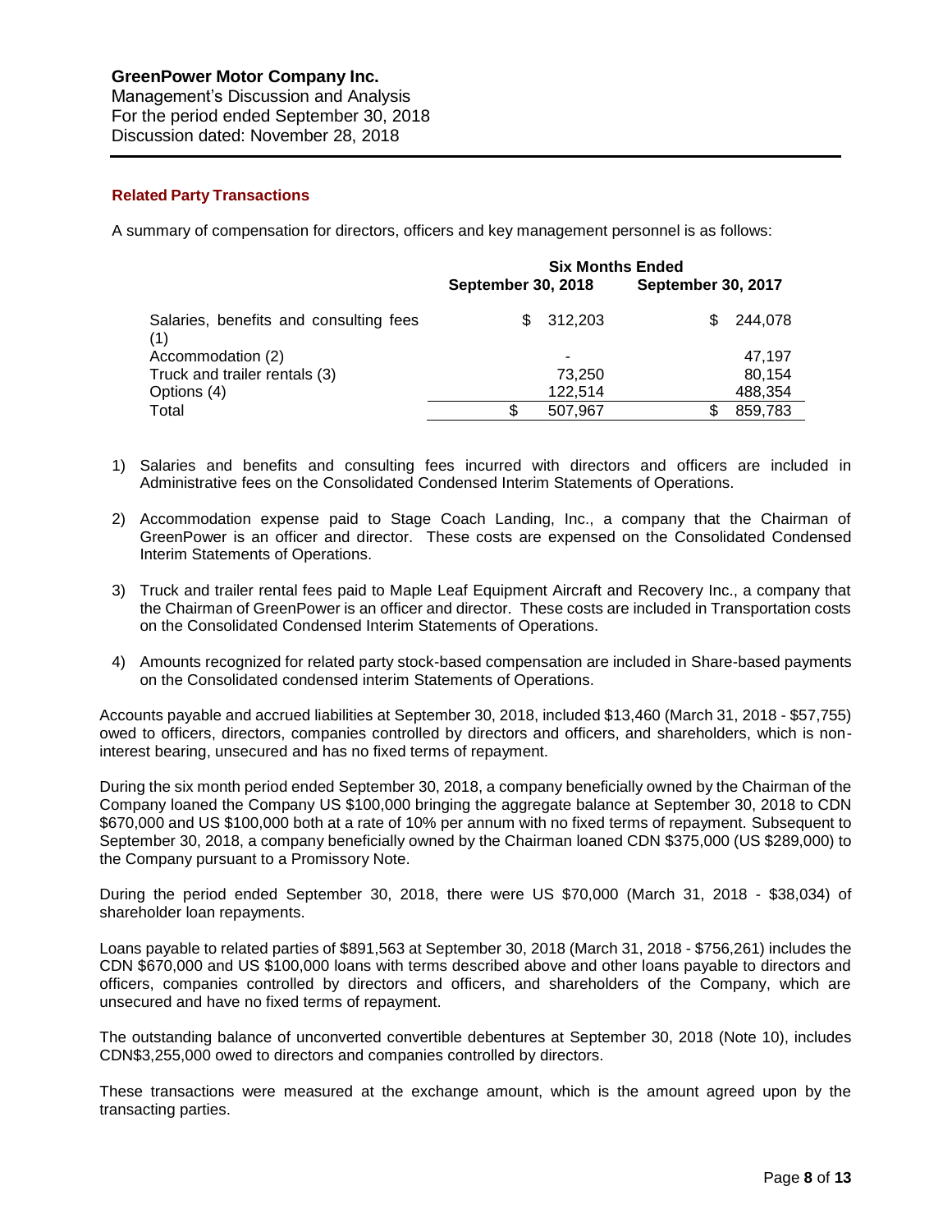### Related Party Transactions

A summary of compensation for directors, officers and key management personnel is as follows:

| | Six Months Ended | |
|---|---|---|
| | September 30, 2018 | September 30, 2017 |
| Salaries, benefits and consulting fees (1) | $ 312,203 | $ 244,078 |
| Accommodation (2) | - | 47,197 |
| Truck and trailer rentals (3) | 73,250 | 80,154 |
| Options (4) | 122,514 | 488,354 |
| Total | $ 507,967 | $ 859,783 |

1) Salaries and benefits and consulting fees incurred with directors and officers are included in Administrative fees on the Consolidated Condensed Interim Statements of Operations.

2) Accommodation expense paid to Stage Coach Landing, Inc., a company that the Chairman of GreenPower is an officer and director. These costs are expensed on the Consolidated Condensed Interim Statements of Operations.

3) Truck and trailer rental fees paid to Maple Leaf Equipment Aircraft and Recovery Inc., a company that the Chairman of GreenPower is an officer and director. These costs are included in Transportation costs on the Consolidated Condensed Interim Statements of Operations.

4) Amounts recognized for related party stock-based compensation are included in Share-based payments on the Consolidated condensed interim Statements of Operations.

Accounts payable and accrued liabilities at September 30, 2018, included $13,460 (March 31, 2018 - $57,755) owed to officers, directors, companies controlled by directors and officers, and shareholders, which is non-interest bearing, unsecured and has no fixed terms of repayment.

During the six month period ended September 30, 2018, a company beneficially owned by the Chairman of the Company loaned the Company US $100,000 bringing the aggregate balance at September 30, 2018 to CDN $670,000 and US $100,000 both at a rate of 10% per annum with no fixed terms of repayment. Subsequent to September 30, 2018, a company beneficially owned by the Chairman loaned CDN $375,000 (US $289,000) to the Company pursuant to a Promissory Note.

During the period ended September 30, 2018, there were US $70,000 (March 31, 2018 - $38,034) of shareholder loan repayments.

Loans payable to related parties of $891,563 at September 30, 2018 (March 31, 2018 - $756,261) includes the CDN $670,000 and US $100,000 loans with terms described above and other loans payable to directors and officers, companies controlled by directors and officers, and shareholders of the Company, which are unsecured and have no fixed terms of repayment.

The outstanding balance of unconverted convertible debentures at September 30, 2018 (Note 10), includes CDN$3,255,000 owed to directors and companies controlled by directors.

These transactions were measured at the exchange amount, which is the amount agreed upon by the transacting parties.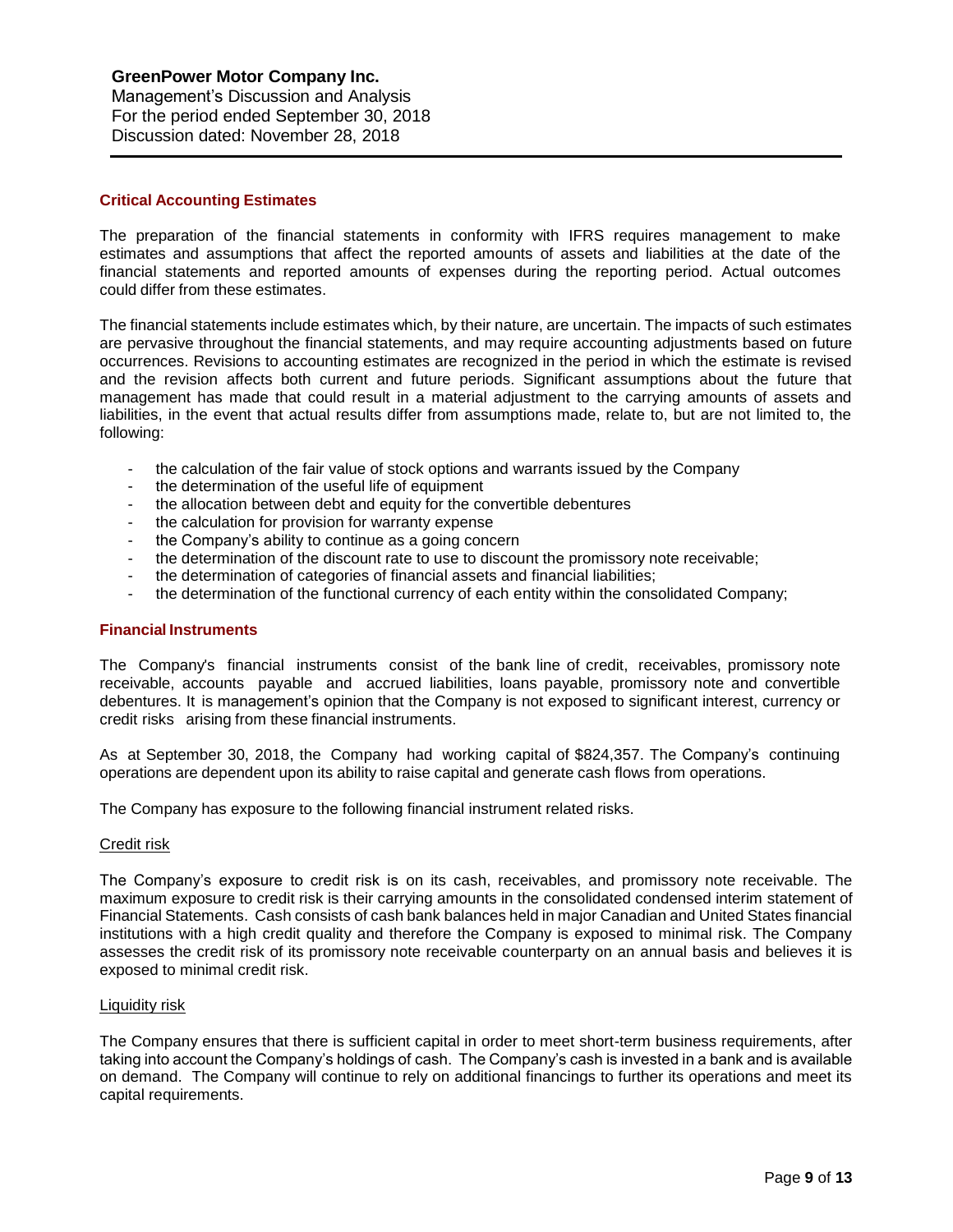## Critical Accounting Estimates

The preparation of the financial statements in conformity with IFRS requires management to make estimates and assumptions that affect the reported amounts of assets and liabilities at the date of the financial statements and reported amounts of expenses during the reporting period. Actual outcomes could differ from these estimates.

The financial statements include estimates which, by their nature, are uncertain. The impacts of such estimates are pervasive throughout the financial statements, and may require accounting adjustments based on future occurrences. Revisions to accounting estimates are recognized in the period in which the estimate is revised and the revision affects both current and future periods. Significant assumptions about the future that management has made that could result in a material adjustment to the carrying amounts of assets and liabilities, in the event that actual results differ from assumptions made, relate to, but are not limited to, the following:

- the calculation of the fair value of stock options and warrants issued by the Company
- the determination of the useful life of equipment
- the allocation between debt and equity for the convertible debentures
- the calculation for provision for warranty expense
- the Company's ability to continue as a going concern
- the determination of the discount rate to use to discount the promissory note receivable;
- the determination of categories of financial assets and financial liabilities;
- the determination of the functional currency of each entity within the consolidated Company;

## Financial Instruments

The Company's financial instruments consist of the bank line of credit, receivables, promissory note receivable, accounts payable and accrued liabilities, loans payable, promissory note and convertible debentures. It is management's opinion that the Company is not exposed to significant interest, currency or credit risks arising from these financial instruments.

As at September 30, 2018, the Company had working capital of $824,357. The Company's continuing operations are dependent upon its ability to raise capital and generate cash flows from operations.

The Company has exposure to the following financial instrument related risks.

### Credit risk

The Company's exposure to credit risk is on its cash, receivables, and promissory note receivable. The maximum exposure to credit risk is their carrying amounts in the consolidated condensed interim statement of Financial Statements. Cash consists of cash bank balances held in major Canadian and United States financial institutions with a high credit quality and therefore the Company is exposed to minimal risk. The Company assesses the credit risk of its promissory note receivable counterparty on an annual basis and believes it is exposed to minimal credit risk.

### Liquidity risk

The Company ensures that there is sufficient capital in order to meet short-term business requirements, after taking into account the Company's holdings of cash. The Company's cash is invested in a bank and is available on demand. The Company will continue to rely on additional financings to further its operations and meet its capital requirements.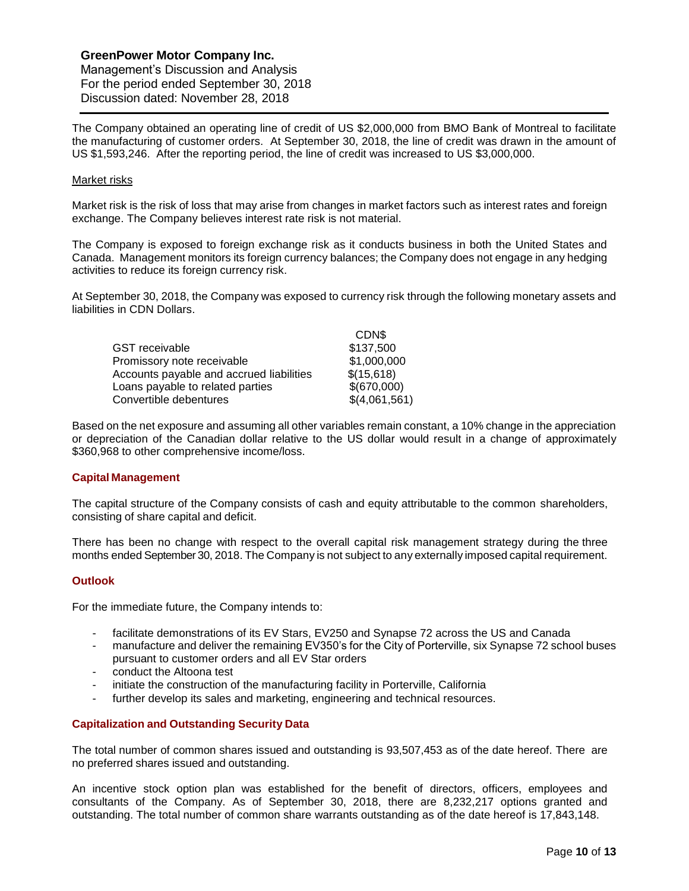The Company obtained an operating line of credit of US $2,000,000 from BMO Bank of Montreal to facilitate the manufacturing of customer orders. At September 30, 2018, the line of credit was drawn in the amount of US $1,593,246. After the reporting period, the line of credit was increased to US $3,000,000.

Market risks

Market risk is the risk of loss that may arise from changes in market factors such as interest rates and foreign exchange. The Company believes interest rate risk is not material.

The Company is exposed to foreign exchange risk as it conducts business in both the United States and Canada. Management monitors its foreign currency balances; the Company does not engage in any hedging activities to reduce its foreign currency risk.

At September 30, 2018, the Company was exposed to currency risk through the following monetary assets and liabilities in CDN Dollars.

| | CDN$ |
|---|---|
| GST receivable | $137,500 |
| Promissory note receivable | $1,000,000 |
| Accounts payable and accrued liabilities | $(15,618) |
| Loans payable to related parties | $(670,000) |
| Convertible debentures | $(4,061,561) |

Based on the net exposure and assuming all other variables remain constant, a 10% change in the appreciation or depreciation of the Canadian dollar relative to the US dollar would result in a change of approximately $360,968 to other comprehensive income/loss.

## Capital Management

The capital structure of the Company consists of cash and equity attributable to the common shareholders, consisting of share capital and deficit.

There has been no change with respect to the overall capital risk management strategy during the three months ended September 30, 2018. The Company is not subject to any externally imposed capital requirement.

## Outlook

For the immediate future, the Company intends to:

- facilitate demonstrations of its EV Stars, EV250 and Synapse 72 across the US and Canada
- manufacture and deliver the remaining EV350's for the City of Porterville, six Synapse 72 school buses pursuant to customer orders and all EV Star orders
- conduct the Altoona test
- initiate the construction of the manufacturing facility in Porterville, California
- further develop its sales and marketing, engineering and technical resources.

## Capitalization and Outstanding Security Data

The total number of common shares issued and outstanding is 93,507,453 as of the date hereof. There are no preferred shares issued and outstanding.

An incentive stock option plan was established for the benefit of directors, officers, employees and consultants of the Company. As of September 30, 2018, there are 8,232,217 options granted and outstanding. The total number of common share warrants outstanding as of the date hereof is 17,843,148.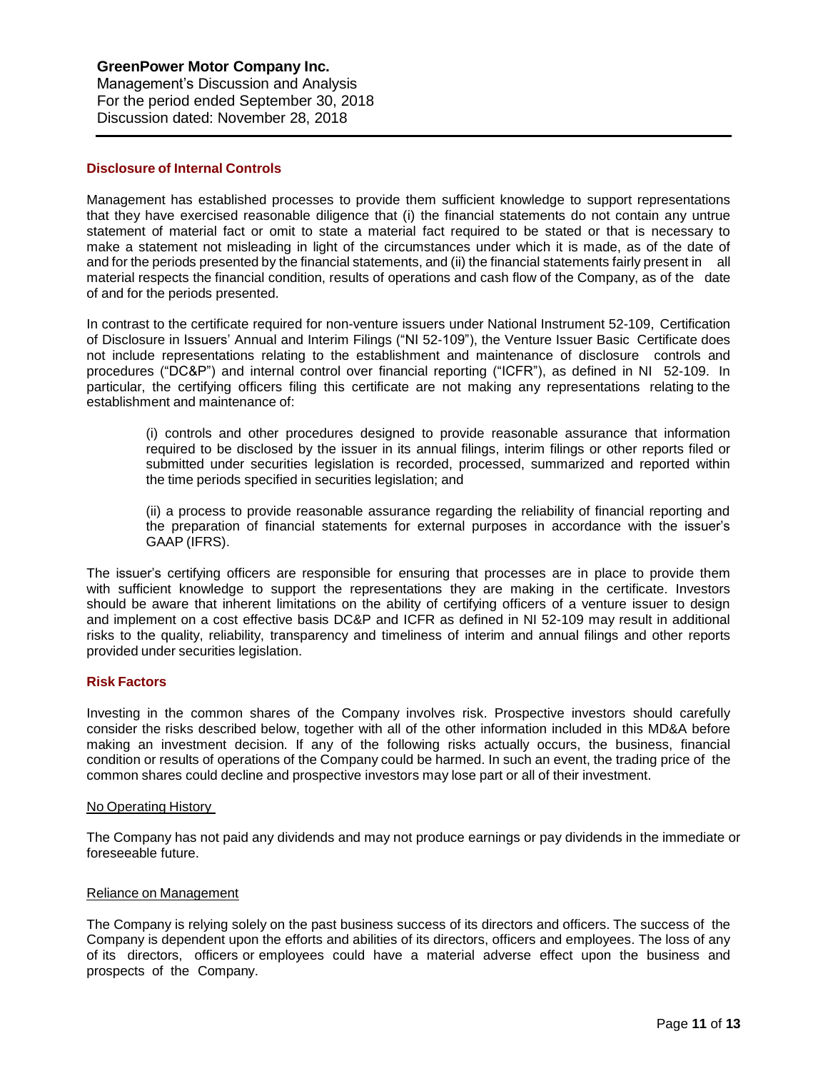## Disclosure of Internal Controls

Management has established processes to provide them sufficient knowledge to support representations that they have exercised reasonable diligence that (i) the financial statements do not contain any untrue statement of material fact or omit to state a material fact required to be stated or that is necessary to make a statement not misleading in light of the circumstances under which it is made, as of the date of and for the periods presented by the financial statements, and (ii) the financial statements fairly present in all material respects the financial condition, results of operations and cash flow of the Company, as of the date of and for the periods presented.

In contrast to the certificate required for non-venture issuers under National Instrument 52-109, Certification of Disclosure in Issuers' Annual and Interim Filings ("NI 52-109"), the Venture Issuer Basic Certificate does not include representations relating to the establishment and maintenance of disclosure controls and procedures ("DC&P") and internal control over financial reporting ("ICFR"), as defined in NI 52-109. In particular, the certifying officers filing this certificate are not making any representations relating to the establishment and maintenance of:

> (i) controls and other procedures designed to provide reasonable assurance that information required to be disclosed by the issuer in its annual filings, interim filings or other reports filed or submitted under securities legislation is recorded, processed, summarized and reported within the time periods specified in securities legislation; and
>
> (ii) a process to provide reasonable assurance regarding the reliability of financial reporting and the preparation of financial statements for external purposes in accordance with the issuer's GAAP (IFRS).

The issuer's certifying officers are responsible for ensuring that processes are in place to provide them with sufficient knowledge to support the representations they are making in the certificate. Investors should be aware that inherent limitations on the ability of certifying officers of a venture issuer to design and implement on a cost effective basis DC&P and ICFR as defined in NI 52-109 may result in additional risks to the quality, reliability, transparency and timeliness of interim and annual filings and other reports provided under securities legislation.

## Risk Factors

Investing in the common shares of the Company involves risk. Prospective investors should carefully consider the risks described below, together with all of the other information included in this MD&A before making an investment decision. If any of the following risks actually occurs, the business, financial condition or results of operations of the Company could be harmed. In such an event, the trading price of the common shares could decline and prospective investors may lose part or all of their investment.

### No Operating History

The Company has not paid any dividends and may not produce earnings or pay dividends in the immediate or foreseeable future.

### Reliance on Management

The Company is relying solely on the past business success of its directors and officers. The success of the Company is dependent upon the efforts and abilities of its directors, officers and employees. The loss of any of its directors, officers or employees could have a material adverse effect upon the business and prospects of the Company.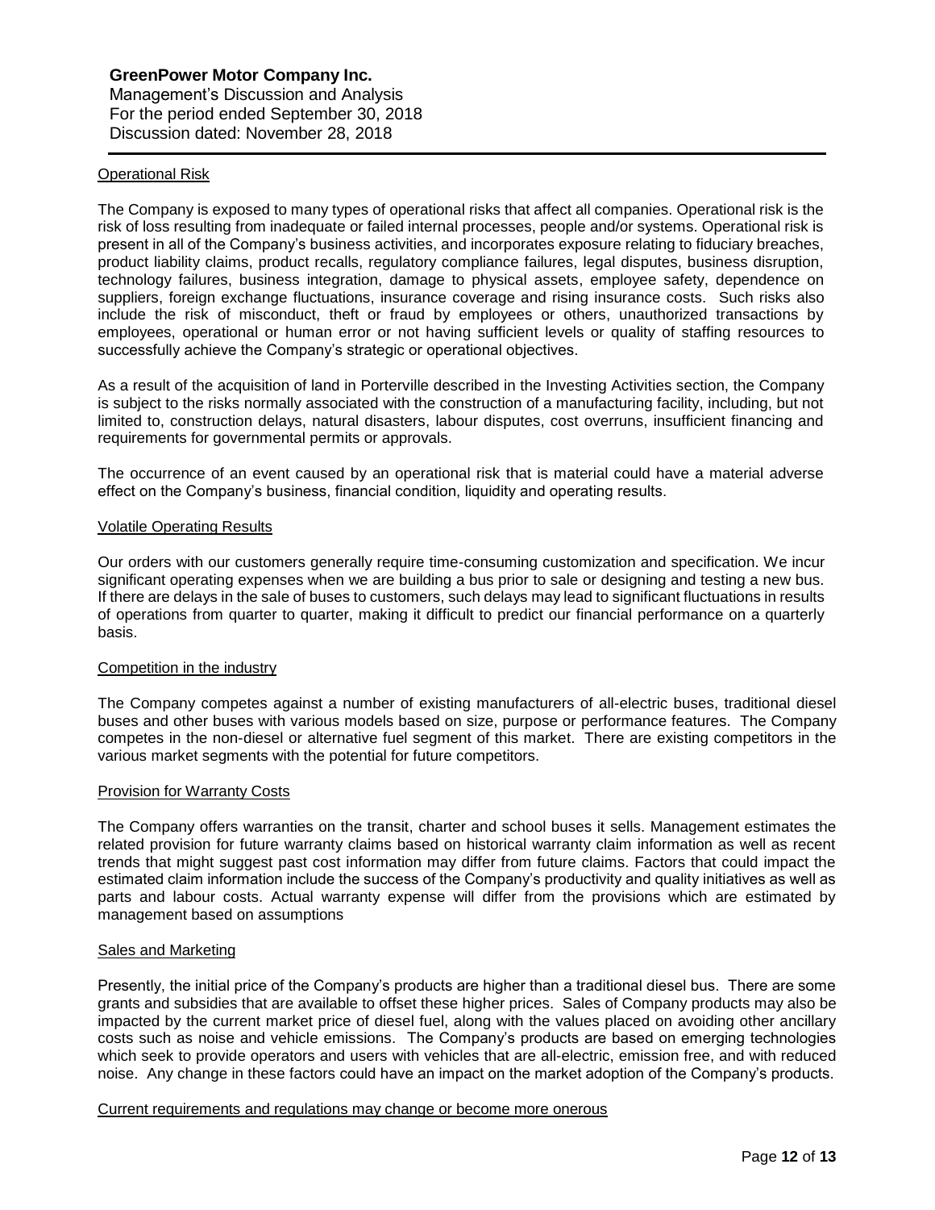#### Operational Risk

The Company is exposed to many types of operational risks that affect all companies. Operational risk is the risk of loss resulting from inadequate or failed internal processes, people and/or systems. Operational risk is present in all of the Company's business activities, and incorporates exposure relating to fiduciary breaches, product liability claims, product recalls, regulatory compliance failures, legal disputes, business disruption, technology failures, business integration, damage to physical assets, employee safety, dependence on suppliers, foreign exchange fluctuations, insurance coverage and rising insurance costs. Such risks also include the risk of misconduct, theft or fraud by employees or others, unauthorized transactions by employees, operational or human error or not having sufficient levels or quality of staffing resources to successfully achieve the Company's strategic or operational objectives.

As a result of the acquisition of land in Porterville described in the Investing Activities section, the Company is subject to the risks normally associated with the construction of a manufacturing facility, including, but not limited to, construction delays, natural disasters, labour disputes, cost overruns, insufficient financing and requirements for governmental permits or approvals.

The occurrence of an event caused by an operational risk that is material could have a material adverse effect on the Company's business, financial condition, liquidity and operating results.

#### Volatile Operating Results

Our orders with our customers generally require time-consuming customization and specification. We incur significant operating expenses when we are building a bus prior to sale or designing and testing a new bus. If there are delays in the sale of buses to customers, such delays may lead to significant fluctuations in results of operations from quarter to quarter, making it difficult to predict our financial performance on a quarterly basis.

#### Competition in the industry

The Company competes against a number of existing manufacturers of all-electric buses, traditional diesel buses and other buses with various models based on size, purpose or performance features. The Company competes in the non-diesel or alternative fuel segment of this market. There are existing competitors in the various market segments with the potential for future competitors.

#### Provision for Warranty Costs

The Company offers warranties on the transit, charter and school buses it sells. Management estimates the related provision for future warranty claims based on historical warranty claim information as well as recent trends that might suggest past cost information may differ from future claims. Factors that could impact the estimated claim information include the success of the Company's productivity and quality initiatives as well as parts and labour costs. Actual warranty expense will differ from the provisions which are estimated by management based on assumptions

#### Sales and Marketing

Presently, the initial price of the Company's products are higher than a traditional diesel bus. There are some grants and subsidies that are available to offset these higher prices. Sales of Company products may also be impacted by the current market price of diesel fuel, along with the values placed on avoiding other ancillary costs such as noise and vehicle emissions. The Company's products are based on emerging technologies which seek to provide operators and users with vehicles that are all-electric, emission free, and with reduced noise. Any change in these factors could have an impact on the market adoption of the Company's products.

#### Current requirements and regulations may change or become more onerous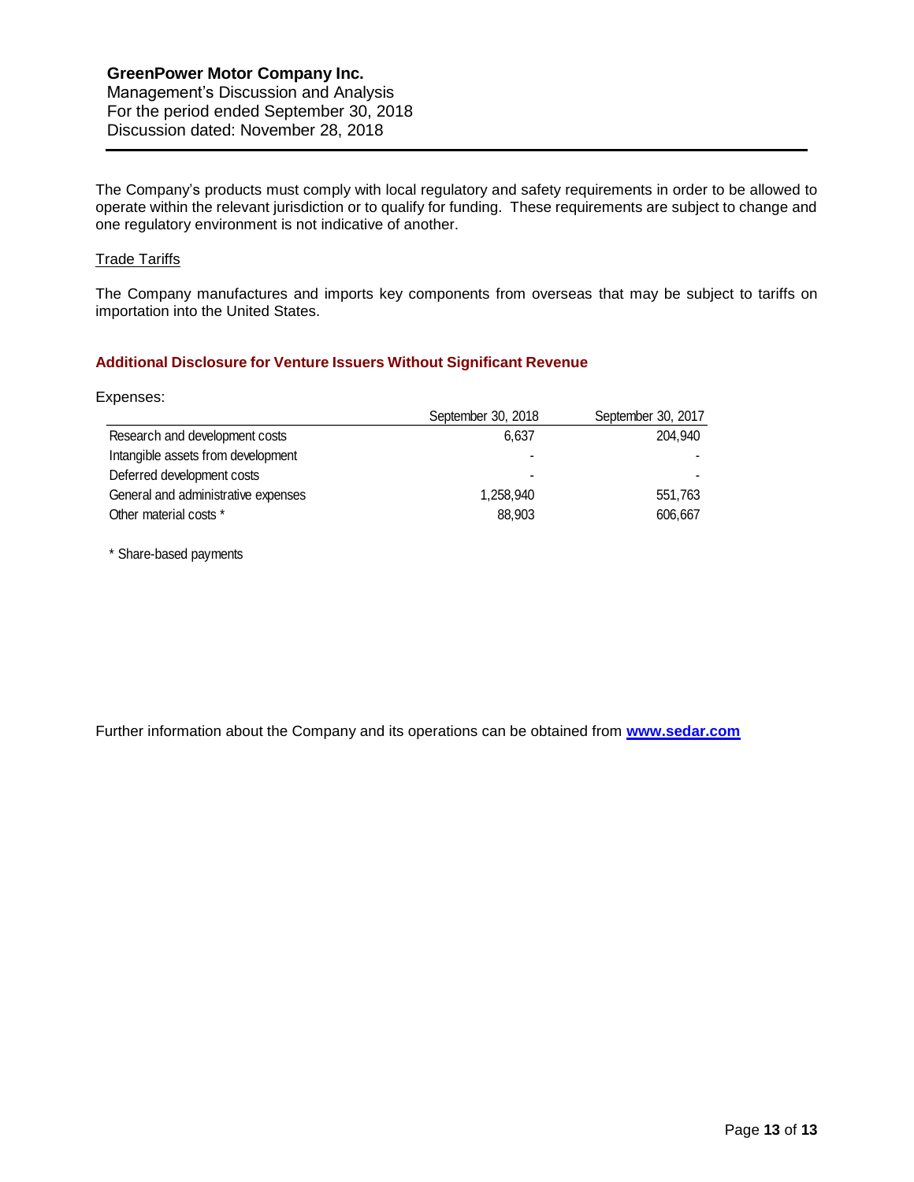The Company's products must comply with local regulatory and safety requirements in order to be allowed to operate within the relevant jurisdiction or to qualify for funding. These requirements are subject to change and one regulatory environment is not indicative of another.

Trade Tariffs

The Company manufactures and imports key components from overseas that may be subject to tariffs on importation into the United States.

### Additional Disclosure for Venture Issuers Without Significant Revenue

Expenses:

| | September 30, 2018 | September 30, 2017 |
|---|---|---|
| Research and development costs | 6,637 | 204,940 |
| Intangible assets from development | - | - |
| Deferred development costs | - | - |
| General and administrative expenses | 1,258,940 | 551,763 |
| Other material costs * | 88,903 | 606,667 |

* Share-based payments

Further information about the Company and its operations can be obtained from **www.sedar.com**